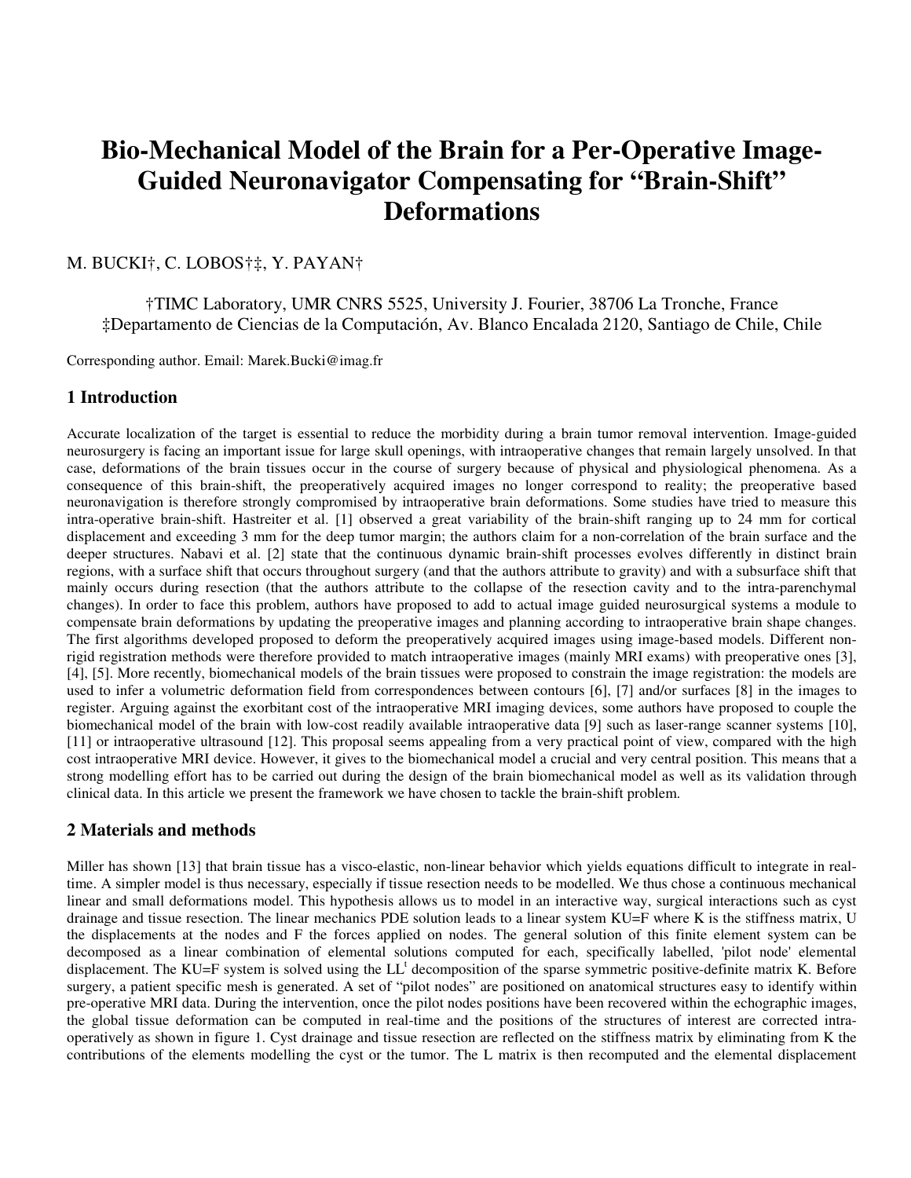# Bio-Mechanical Model of the Brain for a Per-Operative Image-Guided Neuronavigator Compensating for "Brain-Shift" Deformations

M. BUCKI†, C. LOBOS†‡, Y. PAYAN†

†TIMC Laboratory, UMR CNRS 5525, University J. Fourier, 38706 La Tronche, France
‡Departamento de Ciencias de la Computación, Av. Blanco Encalada 2120, Santiago de Chile, Chile

Corresponding author. Email: Marek.Bucki@imag.fr

## 1 Introduction

Accurate localization of the target is essential to reduce the morbidity during a brain tumor removal intervention. Image-guided neurosurgery is facing an important issue for large skull openings, with intraoperative changes that remain largely unsolved. In that case, deformations of the brain tissues occur in the course of surgery because of physical and physiological phenomena. As a consequence of this brain-shift, the preoperatively acquired images no longer correspond to reality; the preoperative based neuronavigation is therefore strongly compromised by intraoperative brain deformations. Some studies have tried to measure this intra-operative brain-shift. Hastreiter et al. [1] observed a great variability of the brain-shift ranging up to 24 mm for cortical displacement and exceeding 3 mm for the deep tumor margin; the authors claim for a non-correlation of the brain surface and the deeper structures. Nabavi et al. [2] state that the continuous dynamic brain-shift processes evolves differently in distinct brain regions, with a surface shift that occurs throughout surgery (and that the authors attribute to gravity) and with a subsurface shift that mainly occurs during resection (that the authors attribute to the collapse of the resection cavity and to the intra-parenchymal changes). In order to face this problem, authors have proposed to add to actual image guided neurosurgical systems a module to compensate brain deformations by updating the preoperative images and planning according to intraoperative brain shape changes. The first algorithms developed proposed to deform the preoperatively acquired images using image-based models. Different non-rigid registration methods were therefore provided to match intraoperative images (mainly MRI exams) with preoperative ones [3], [4], [5]. More recently, biomechanical models of the brain tissues were proposed to constrain the image registration: the models are used to infer a volumetric deformation field from correspondences between contours [6], [7] and/or surfaces [8] in the images to register. Arguing against the exorbitant cost of the intraoperative MRI imaging devices, some authors have proposed to couple the biomechanical model of the brain with low-cost readily available intraoperative data [9] such as laser-range scanner systems [10], [11] or intraoperative ultrasound [12]. This proposal seems appealing from a very practical point of view, compared with the high cost intraoperative MRI device. However, it gives to the biomechanical model a crucial and very central position. This means that a strong modelling effort has to be carried out during the design of the brain biomechanical model as well as its validation through clinical data. In this article we present the framework we have chosen to tackle the brain-shift problem.

## 2 Materials and methods

Miller has shown [13] that brain tissue has a visco-elastic, non-linear behavior which yields equations difficult to integrate in real-time. A simpler model is thus necessary, especially if tissue resection needs to be modelled. We thus chose a continuous mechanical linear and small deformations model. This hypothesis allows us to model in an interactive way, surgical interactions such as cyst drainage and tissue resection. The linear mechanics PDE solution leads to a linear system $KU=F$ where K is the stiffness matrix, U the displacements at the nodes and F the forces applied on nodes. The general solution of this finite element system can be decomposed as a linear combination of elemental solutions computed for each, specifically labelled, 'pilot node' elemental displacement. The $KU=F$ system is solved using the $LL^t$ decomposition of the sparse symmetric positive-definite matrix K. Before surgery, a patient specific mesh is generated. A set of "pilot nodes" are positioned on anatomical structures easy to identify within pre-operative MRI data. During the intervention, once the pilot nodes positions have been recovered within the echographic images, the global tissue deformation can be computed in real-time and the positions of the structures of interest are corrected intra-operatively as shown in figure 1. Cyst drainage and tissue resection are reflected on the stiffness matrix by eliminating from K the contributions of the elements modelling the cyst or the tumor. The L matrix is then recomputed and the elemental displacement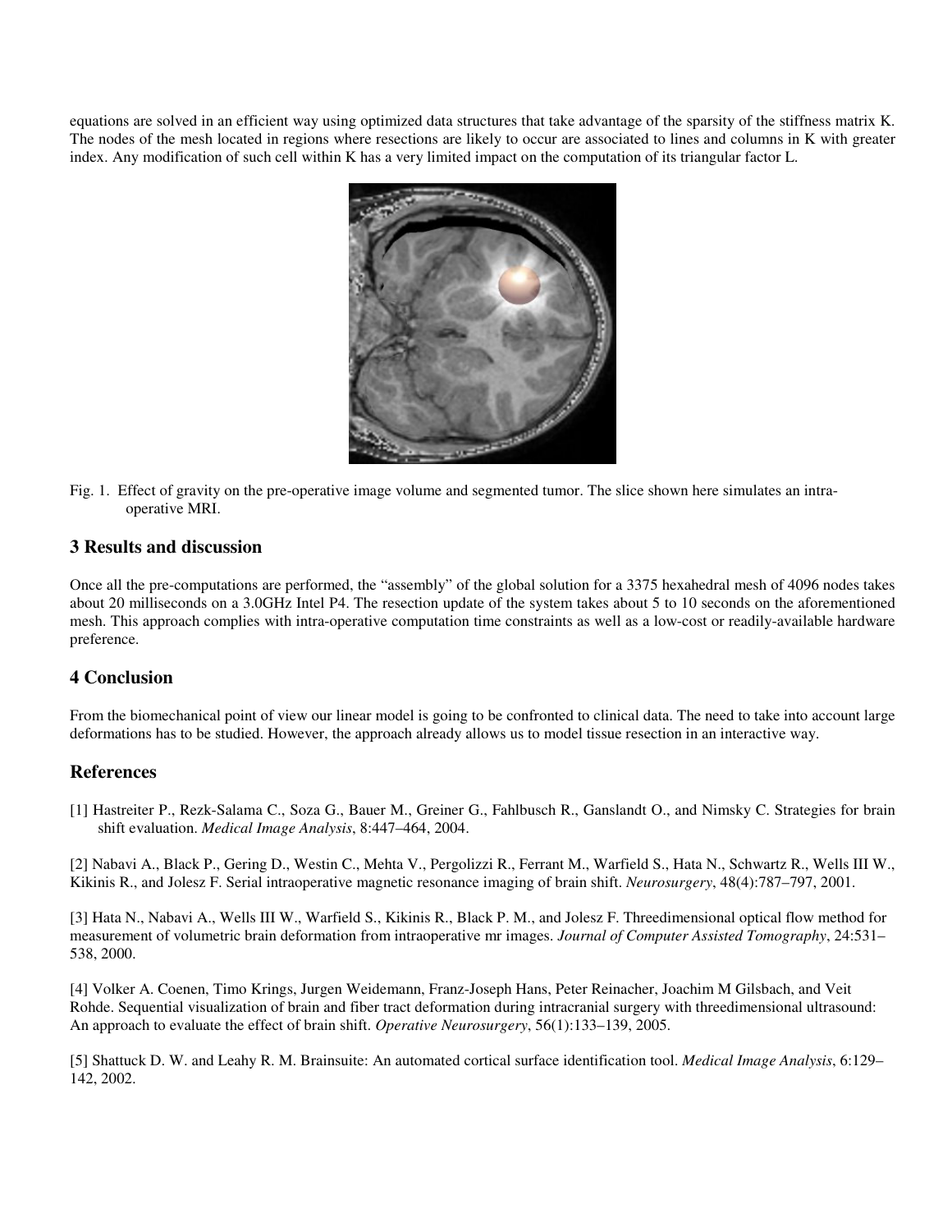equations are solved in an efficient way using optimized data structures that take advantage of the sparsity of the stiffness matrix K. The nodes of the mesh located in regions where resections are likely to occur are associated to lines and columns in K with greater index. Any modification of such cell within K has a very limited impact on the computation of its triangular factor L.

Fig. 1. Effect of gravity on the pre-operative image volume and segmented tumor. The slice shown here simulates an intra-operative MRI.

## 3 Results and discussion

Once all the pre-computations are performed, the "assembly" of the global solution for a 3375 hexahedral mesh of 4096 nodes takes about 20 milliseconds on a 3.0GHz Intel P4. The resection update of the system takes about 5 to 10 seconds on the aforementioned mesh. This approach complies with intra-operative computation time constraints as well as a low-cost or readily-available hardware preference.

## 4 Conclusion

From the biomechanical point of view our linear model is going to be confronted to clinical data. The need to take into account large deformations has to be studied. However, the approach already allows us to model tissue resection in an interactive way.

## References

[1] Hastreiter P., Rezk-Salama C., Soza G., Bauer M., Greiner G., Fahlbusch R., Ganslandt O., and Nimsky C. Strategies for brain shift evaluation. *Medical Image Analysis*, 8:447–464, 2004.

[2] Nabavi A., Black P., Gering D., Westin C., Mehta V., Pergolizzi R., Ferrant M., Warfield S., Hata N., Schwartz R., Wells III W., Kikinis R., and Jolesz F. Serial intraoperative magnetic resonance imaging of brain shift. *Neurosurgery*, 48(4):787–797, 2001.

[3] Hata N., Nabavi A., Wells III W., Warfield S., Kikinis R., Black P. M., and Jolesz F. Threedimensional optical flow method for measurement of volumetric brain deformation from intraoperative mr images. *Journal of Computer Assisted Tomography*, 24:531–538, 2000.

[4] Volker A. Coenen, Timo Krings, Jurgen Weidemann, Franz-Joseph Hans, Peter Reinacher, Joachim M Gilsbach, and Veit Rohde. Sequential visualization of brain and fiber tract deformation during intracranial surgery with threedimensional ultrasound: An approach to evaluate the effect of brain shift. *Operative Neurosurgery*, 56(1):133–139, 2005.

[5] Shattuck D. W. and Leahy R. M. Brainsuite: An automated cortical surface identification tool. *Medical Image Analysis*, 6:129–142, 2002.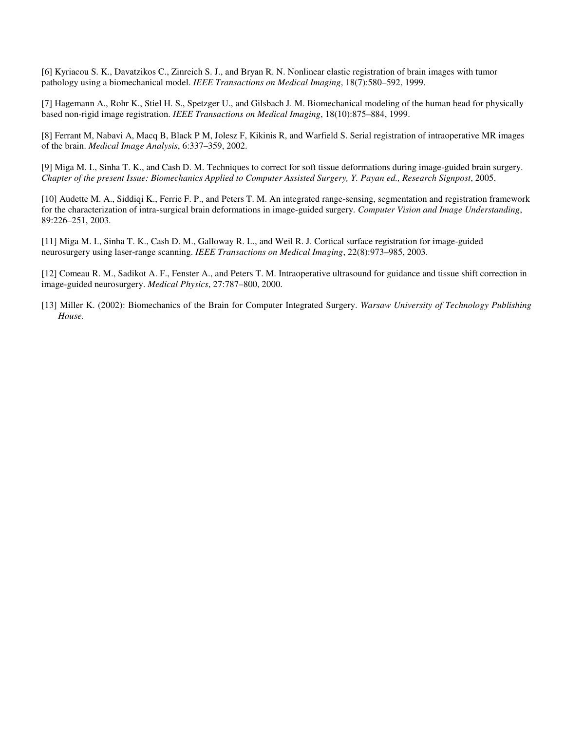[6] Kyriacou S. K., Davatzikos C., Zinreich S. J., and Bryan R. N. Nonlinear elastic registration of brain images with tumor pathology using a biomechanical model. *IEEE Transactions on Medical Imaging*, 18(7):580–592, 1999.

[7] Hagemann A., Rohr K., Stiel H. S., Spetzger U., and Gilsbach J. M. Biomechanical modeling of the human head for physically based non-rigid image registration. *IEEE Transactions on Medical Imaging*, 18(10):875–884, 1999.

[8] Ferrant M, Nabavi A, Macq B, Black P M, Jolesz F, Kikinis R, and Warfield S. Serial registration of intraoperative MR images of the brain. *Medical Image Analysis*, 6:337–359, 2002.

[9] Miga M. I., Sinha T. K., and Cash D. M. Techniques to correct for soft tissue deformations during image-guided brain surgery. *Chapter of the present Issue: Biomechanics Applied to Computer Assisted Surgery, Y. Payan ed., Research Signpost*, 2005.

[10] Audette M. A., Siddiqi K., Ferrie F. P., and Peters T. M. An integrated range-sensing, segmentation and registration framework for the characterization of intra-surgical brain deformations in image-guided surgery. *Computer Vision and Image Understanding*, 89:226–251, 2003.

[11] Miga M. I., Sinha T. K., Cash D. M., Galloway R. L., and Weil R. J. Cortical surface registration for image-guided neurosurgery using laser-range scanning. *IEEE Transactions on Medical Imaging*, 22(8):973–985, 2003.

[12] Comeau R. M., Sadikot A. F., Fenster A., and Peters T. M. Intraoperative ultrasound for guidance and tissue shift correction in image-guided neurosurgery. *Medical Physics*, 27:787–800, 2000.

[13] Miller K. (2002): Biomechanics of the Brain for Computer Integrated Surgery. *Warsaw University of Technology Publishing House.*